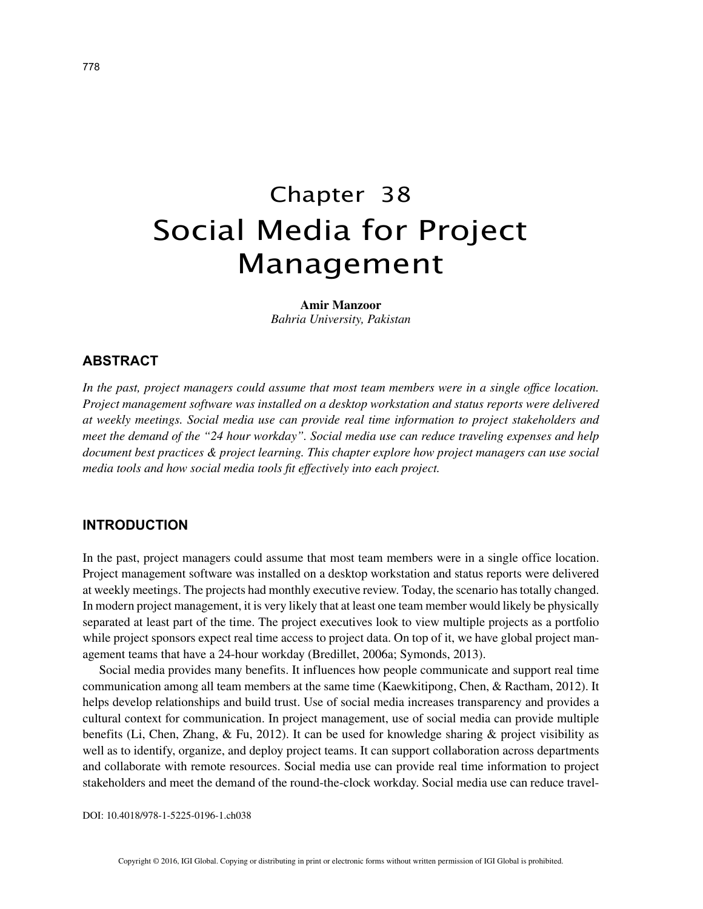# Chapter 38
# Social Media for Project Management

**Amir Manzoor**
*Bahria University, Pakistan*

## ABSTRACT

*In the past, project managers could assume that most team members were in a single office location. Project management software was installed on a desktop workstation and status reports were delivered at weekly meetings. Social media use can provide real time information to project stakeholders and meet the demand of the "24 hour workday". Social media use can reduce traveling expenses and help document best practices & project learning. This chapter explore how project managers can use social media tools and how social media tools fit effectively into each project.*

## INTRODUCTION

In the past, project managers could assume that most team members were in a single office location. Project management software was installed on a desktop workstation and status reports were delivered at weekly meetings. The projects had monthly executive review. Today, the scenario has totally changed. In modern project management, it is very likely that at least one team member would likely be physically separated at least part of the time. The project executives look to view multiple projects as a portfolio while project sponsors expect real time access to project data. On top of it, we have global project management teams that have a 24-hour workday (Bredillet, 2006a; Symonds, 2013).

Social media provides many benefits. It influences how people communicate and support real time communication among all team members at the same time (Kaewkitipong, Chen, & Ractham, 2012). It helps develop relationships and build trust. Use of social media increases transparency and provides a cultural context for communication. In project management, use of social media can provide multiple benefits (Li, Chen, Zhang, & Fu, 2012). It can be used for knowledge sharing & project visibility as well as to identify, organize, and deploy project teams. It can support collaboration across departments and collaborate with remote resources. Social media use can provide real time information to project stakeholders and meet the demand of the round-the-clock workday. Social media use can reduce travel-

DOI: 10.4018/978-1-5225-0196-1.ch038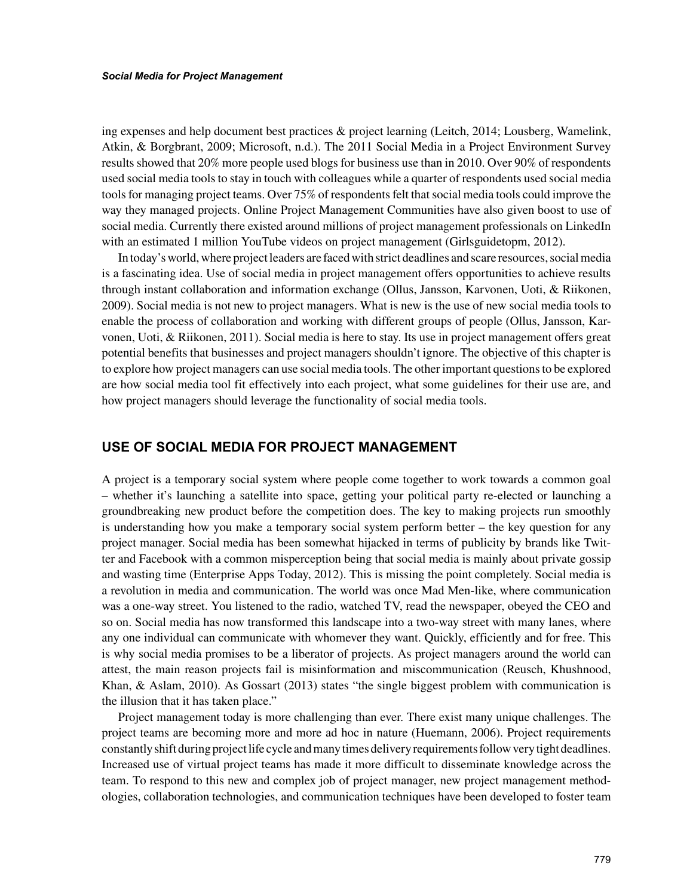ing expenses and help document best practices & project learning (Leitch, 2014; Lousberg, Wamelink, Atkin, & Borgbrant, 2009; Microsoft, n.d.). The 2011 Social Media in a Project Environment Survey results showed that 20% more people used blogs for business use than in 2010. Over 90% of respondents used social media tools to stay in touch with colleagues while a quarter of respondents used social media tools for managing project teams. Over 75% of respondents felt that social media tools could improve the way they managed projects. Online Project Management Communities have also given boost to use of social media. Currently there existed around millions of project management professionals on LinkedIn with an estimated 1 million YouTube videos on project management (Girlsguidetopm, 2012).

In today's world, where project leaders are faced with strict deadlines and scare resources, social media is a fascinating idea. Use of social media in project management offers opportunities to achieve results through instant collaboration and information exchange (Ollus, Jansson, Karvonen, Uoti, & Riikonen, 2009). Social media is not new to project managers. What is new is the use of new social media tools to enable the process of collaboration and working with different groups of people (Ollus, Jansson, Karvonen, Uoti, & Riikonen, 2011). Social media is here to stay. Its use in project management offers great potential benefits that businesses and project managers shouldn't ignore. The objective of this chapter is to explore how project managers can use social media tools. The other important questions to be explored are how social media tool fit effectively into each project, what some guidelines for their use are, and how project managers should leverage the functionality of social media tools.

## USE OF SOCIAL MEDIA FOR PROJECT MANAGEMENT

A project is a temporary social system where people come together to work towards a common goal – whether it's launching a satellite into space, getting your political party re-elected or launching a groundbreaking new product before the competition does. The key to making projects run smoothly is understanding how you make a temporary social system perform better – the key question for any project manager. Social media has been somewhat hijacked in terms of publicity by brands like Twitter and Facebook with a common misperception being that social media is mainly about private gossip and wasting time (Enterprise Apps Today, 2012). This is missing the point completely. Social media is a revolution in media and communication. The world was once Mad Men-like, where communication was a one-way street. You listened to the radio, watched TV, read the newspaper, obeyed the CEO and so on. Social media has now transformed this landscape into a two-way street with many lanes, where any one individual can communicate with whomever they want. Quickly, efficiently and for free. This is why social media promises to be a liberator of projects. As project managers around the world can attest, the main reason projects fail is misinformation and miscommunication (Reusch, Khushnood, Khan, & Aslam, 2010). As Gossart (2013) states "the single biggest problem with communication is the illusion that it has taken place."

Project management today is more challenging than ever. There exist many unique challenges. The project teams are becoming more and more ad hoc in nature (Huemann, 2006). Project requirements constantly shift during project life cycle and many times delivery requirements follow very tight deadlines. Increased use of virtual project teams has made it more difficult to disseminate knowledge across the team. To respond to this new and complex job of project manager, new project management methodologies, collaboration technologies, and communication techniques have been developed to foster team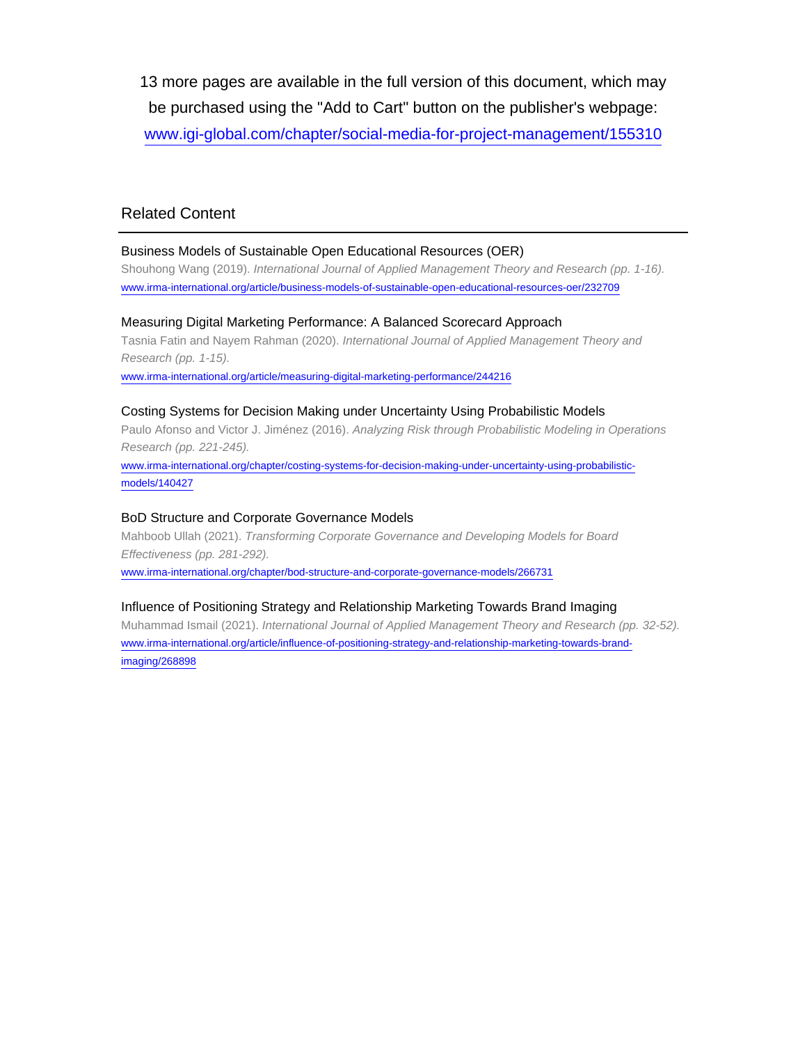13 more pages are available in the full version of this document, which may be purchased using the "Add to Cart" button on the publisher's webpage: www.igi-global.com/chapter/social-media-for-project-management/155310

## Related Content

Business Models of Sustainable Open Educational Resources (OER)
Shouhong Wang (2019). *International Journal of Applied Management Theory and Research (pp. 1-16).*
www.irma-international.org/article/business-models-of-sustainable-open-educational-resources-oer/232709

Measuring Digital Marketing Performance: A Balanced Scorecard Approach
Tasnia Fatin and Nayem Rahman (2020). *International Journal of Applied Management Theory and Research (pp. 1-15).*
www.irma-international.org/article/measuring-digital-marketing-performance/244216

Costing Systems for Decision Making under Uncertainty Using Probabilistic Models
Paulo Afonso and Victor J. Jiménez (2016). *Analyzing Risk through Probabilistic Modeling in Operations Research (pp. 221-245).*
www.irma-international.org/chapter/costing-systems-for-decision-making-under-uncertainty-using-probabilistic-models/140427

BoD Structure and Corporate Governance Models
Mahboob Ullah (2021). *Transforming Corporate Governance and Developing Models for Board Effectiveness (pp. 281-292).*
www.irma-international.org/chapter/bod-structure-and-corporate-governance-models/266731

Influence of Positioning Strategy and Relationship Marketing Towards Brand Imaging
Muhammad Ismail (2021). *International Journal of Applied Management Theory and Research (pp. 32-52).*
www.irma-international.org/article/influence-of-positioning-strategy-and-relationship-marketing-towards-brand-imaging/268898